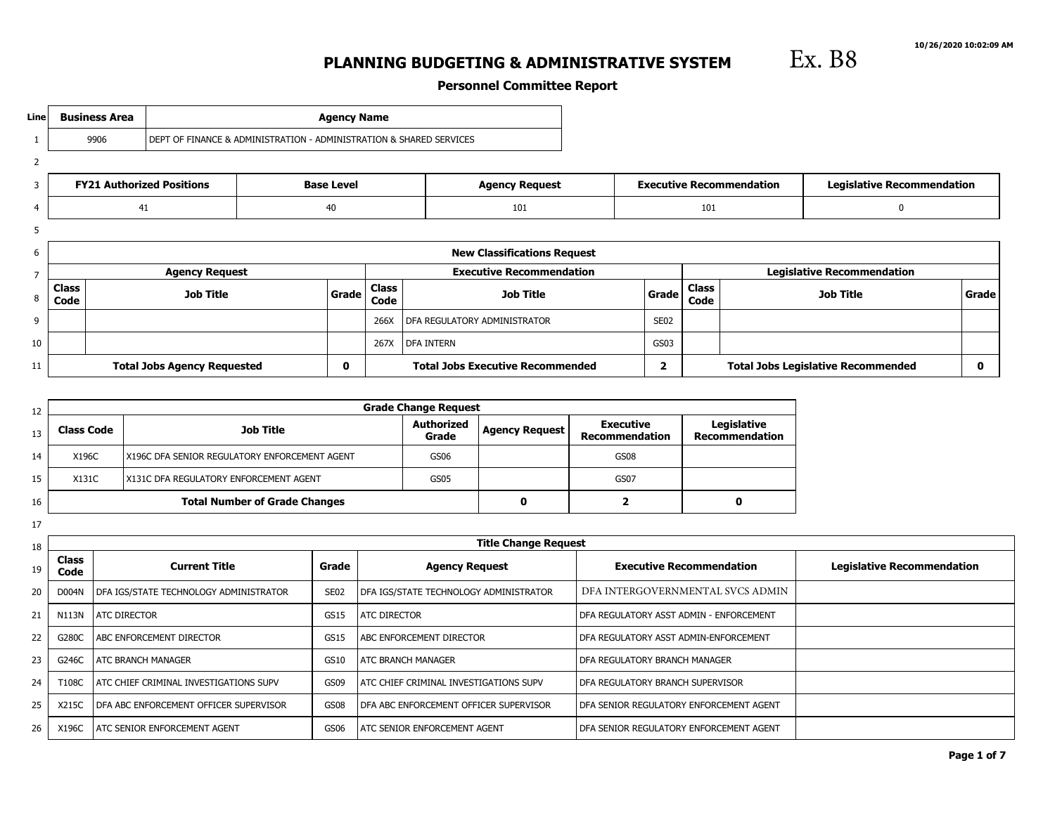10/26/2020 10:02:09 AM

# PLANNING BUDGETING & ADMINISTRATIVE SYSTEM

Ex. B8

## Personnel Committee Report

| Line | Business Area | Agency Name |
|---|---|---|
| 1 | 9906 | DEPT OF FINANCE & ADMINISTRATION - ADMINISTRATION & SHARED SERVICES |

| Line | FY21 Authorized Positions | Base Level | Agency Request | Executive Recommendation | Legislative Recommendation |
|---|---|---|---|---|---|
| 4 | 41 | 40 | 101 | 101 | 0 |

| Line | New Classifications Request | | | | | | | | |
|---|---|---|---|---|---|---|---|---|---|
| 7 | Agency Request | | | Executive Recommendation | | | Legislative Recommendation | | |
| 8 | Class Code | Job Title | Grade | Class Code | Job Title | Grade | Class Code | Job Title | Grade |
| 9 | | | | 266X | DFA REGULATORY ADMINISTRATOR | SE02 | | | |
| 10 | | | | 267X | DFA INTERN | GS03 | | | |
| 11 | Total Jobs Agency Requested | | 0 | Total Jobs Executive Recommended | | 2 | Total Jobs Legislative Recommended | | 0 |

| Line | Grade Change Request | | | | | |
|---|---|---|---|---|---|---|
| 13 | Class Code | Job Title | Authorized Grade | Agency Request | Executive Recommendation | Legislative Recommendation |
| 14 | X196C | X196C DFA SENIOR REGULATORY ENFORCEMENT AGENT | GS06 | | GS08 | |
| 15 | X131C | X131C DFA REGULATORY ENFORCEMENT AGENT | GS05 | | GS07 | |
| 16 | Total Number of Grade Changes | | | 0 | 2 | 0 |

| Line | Title Change Request | | | | | |
|---|---|---|---|---|---|---|
| 19 | Class Code | Current Title | Grade | Agency Request | Executive Recommendation | Legislative Recommendation |
| 20 | D004N | DFA IGS/STATE TECHNOLOGY ADMINISTRATOR | SE02 | DFA IGS/STATE TECHNOLOGY ADMINISTRATOR | DFA INTERGOVERNMENTAL SVCS ADMIN | |
| 21 | N113N | ATC DIRECTOR | GS15 | ATC DIRECTOR | DFA REGULATORY ASST ADMIN - ENFORCEMENT | |
| 22 | G280C | ABC ENFORCEMENT DIRECTOR | GS15 | ABC ENFORCEMENT DIRECTOR | DFA REGULATORY ASST ADMIN-ENFORCEMENT | |
| 23 | G246C | ATC BRANCH MANAGER | GS10 | ATC BRANCH MANAGER | DFA REGULATORY BRANCH MANAGER | |
| 24 | T108C | ATC CHIEF CRIMINAL INVESTIGATIONS SUPV | GS09 | ATC CHIEF CRIMINAL INVESTIGATIONS SUPV | DFA REGULATORY BRANCH SUPERVISOR | |
| 25 | X215C | DFA ABC ENFORCEMENT OFFICER SUPERVISOR | GS08 | DFA ABC ENFORCEMENT OFFICER SUPERVISOR | DFA SENIOR REGULATORY ENFORCEMENT AGENT | |
| 26 | X196C | ATC SENIOR ENFORCEMENT AGENT | GS06 | ATC SENIOR ENFORCEMENT AGENT | DFA SENIOR REGULATORY ENFORCEMENT AGENT | |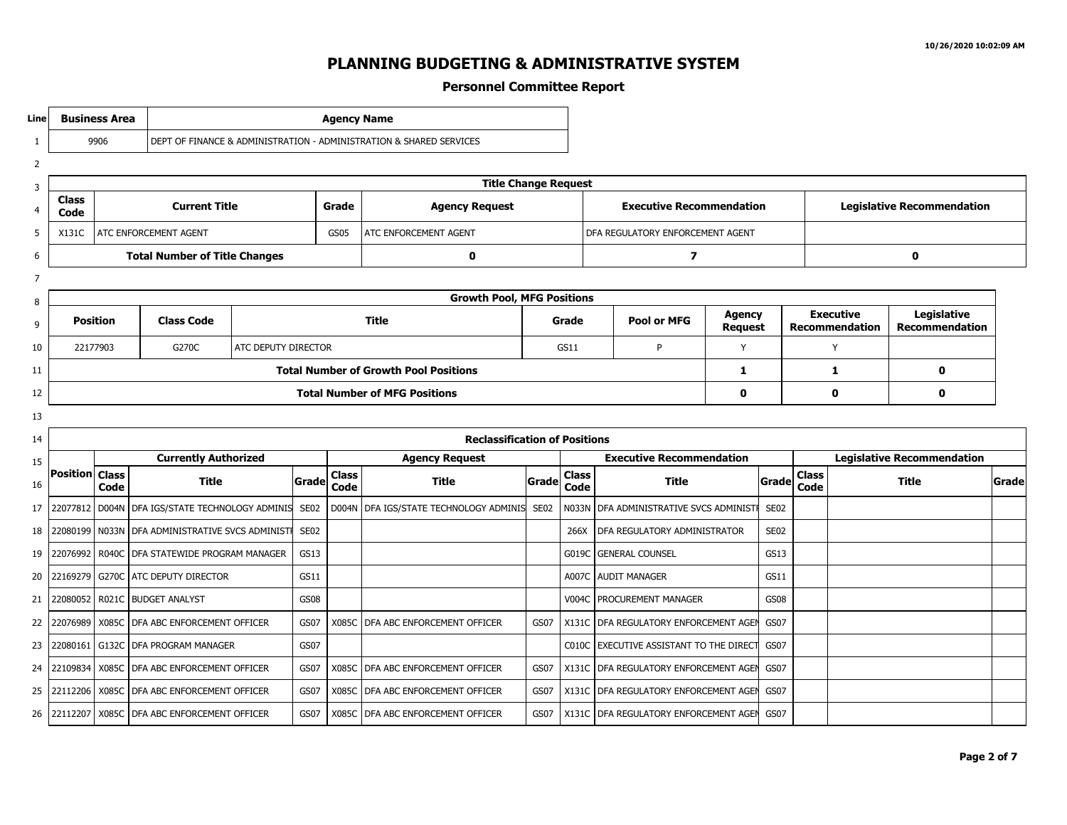# PLANNING BUDGETING & ADMINISTRATIVE SYSTEM

## Personnel Committee Report

| Line | Business Area | Agency Name |
|---|---|---|
| 1 | 9906 | DEPT OF FINANCE & ADMINISTRATION - ADMINISTRATION & SHARED SERVICES |

| Line | Title Change Request | | | | | |
|---|---|---|---|---|---|---|
| 4 | Class Code | Current Title | Grade | Agency Request | Executive Recommendation | Legislative Recommendation |
| 5 | X131C | ATC ENFORCEMENT AGENT | GS05 | ATC ENFORCEMENT AGENT | DFA REGULATORY ENFORCEMENT AGENT | |
| 6 | Total Number of Title Changes | | | 0 | 7 | 0 |

| Line | Growth Pool, MFG Positions | | | | | | | |
|---|---|---|---|---|---|---|---|---|
| 9 | Position | Class Code | Title | Grade | Pool or MFG | Agency Request | Executive Recommendation | Legislative Recommendation |
| 10 | 22177903 | G270C | ATC DEPUTY DIRECTOR | GS11 | P | Y | Y | |
| 11 | Total Number of Growth Pool Positions | | | | | 1 | 1 | 0 |
| 12 | Total Number of MFG Positions | | | | | 0 | 0 | 0 |

| Line | Reclassification of Positions | | | | | | | | | | | | |
|---|---|---|---|---|---|---|---|---|---|---|---|---|---|
| 15 | | Currently Authorized | | | Agency Request | | | Executive Recommendation | | | Legislative Recommendation | | |
| 16 | Position | Class Code | Title | Grade | Class Code | Title | Grade | Class Code | Title | Grade | Class Code | Title | Grade |
| 17 | 22077812 | D004N | DFA IGS/STATE TECHNOLOGY ADMINIS | SE02 | D004N | DFA IGS/STATE TECHNOLOGY ADMINIS | SE02 | N033N | DFA ADMINISTRATIVE SVCS ADMINISTI | SE02 | | | |
| 18 | 22080199 | N033N | DFA ADMINISTRATIVE SVCS ADMINISTI | SE02 | | | | 266X | DFA REGULATORY ADMINISTRATOR | SE02 | | | |
| 19 | 22076992 | R040C | DFA STATEWIDE PROGRAM MANAGER | GS13 | | | | G019C | GENERAL COUNSEL | GS13 | | | |
| 20 | 22169279 | G270C | ATC DEPUTY DIRECTOR | GS11 | | | | A007C | AUDIT MANAGER | GS11 | | | |
| 21 | 22080052 | R021C | BUDGET ANALYST | GS08 | | | | V004C | PROCUREMENT MANAGER | GS08 | | | |
| 22 | 22076989 | X085C | DFA ABC ENFORCEMENT OFFICER | GS07 | X085C | DFA ABC ENFORCEMENT OFFICER | GS07 | X131C | DFA REGULATORY ENFORCEMENT AGEN | GS07 | | | |
| 23 | 22080161 | G132C | DFA PROGRAM MANAGER | GS07 | | | | C010C | EXECUTIVE ASSISTANT TO THE DIRECT | GS07 | | | |
| 24 | 22109834 | X085C | DFA ABC ENFORCEMENT OFFICER | GS07 | X085C | DFA ABC ENFORCEMENT OFFICER | GS07 | X131C | DFA REGULATORY ENFORCEMENT AGEN | GS07 | | | |
| 25 | 22112206 | X085C | DFA ABC ENFORCEMENT OFFICER | GS07 | X085C | DFA ABC ENFORCEMENT OFFICER | GS07 | X131C | DFA REGULATORY ENFORCEMENT AGEN | GS07 | | | |
| 26 | 22112207 | X085C | DFA ABC ENFORCEMENT OFFICER | GS07 | X085C | DFA ABC ENFORCEMENT OFFICER | GS07 | X131C | DFA REGULATORY ENFORCEMENT AGEN | GS07 | | | |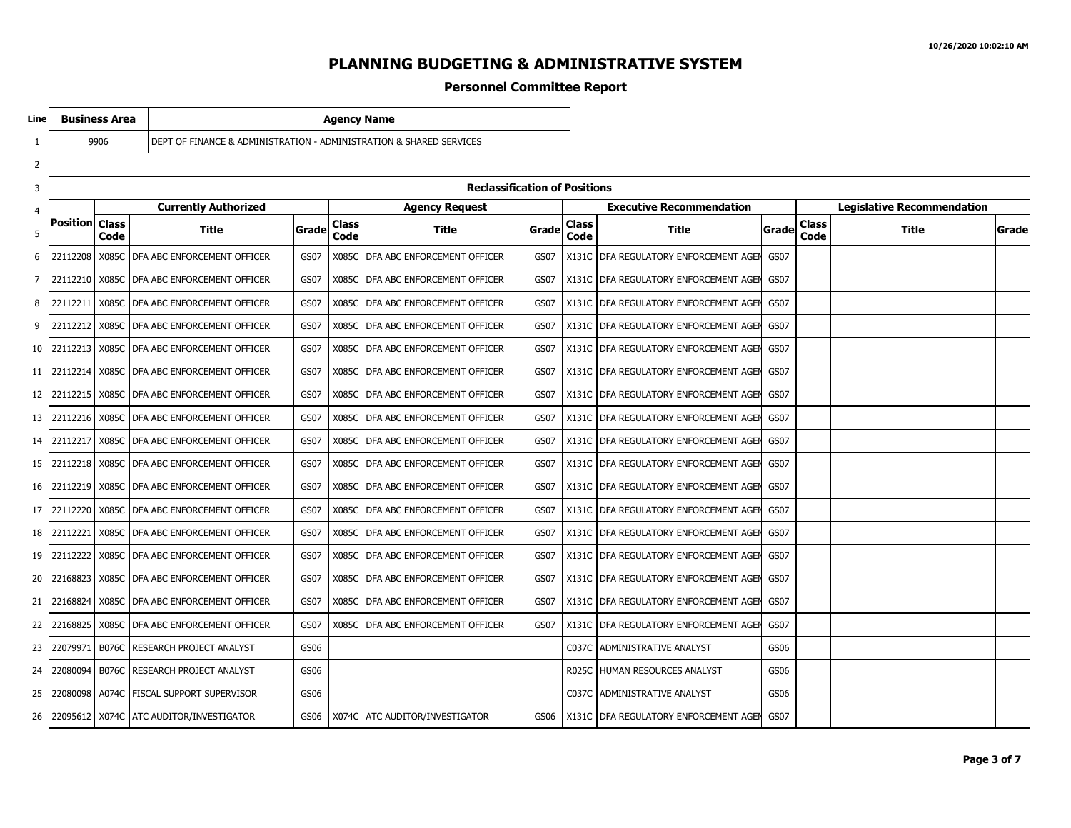# PLANNING BUDGETING & ADMINISTRATIVE SYSTEM

## Personnel Committee Report

| Line | Business Area | Agency Name |
|---|---|---|
| 1 | 9906 | DEPT OF FINANCE & ADMINISTRATION - ADMINISTRATION & SHARED SERVICES |

| Line | Reclassification of Positions | | | | | | | | | | | | | |
|---|---|---|---|---|---|---|---|---|---|---|---|---|---|---|
| 4 | | Currently Authorized | | | Agency Request | | | Executive Recommendation | | | Legislative Recommendation | | | |
| 5 | Position | Class Code | Title | Grade | Class Code | Title | Grade | Class Code | Title | Grade | Class Code | Title | Grade | |
| 6 | 22112208 | X085C | DFA ABC ENFORCEMENT OFFICER | GS07 | X085C | DFA ABC ENFORCEMENT OFFICER | GS07 | X131C | DFA REGULATORY ENFORCEMENT AGEN | GS07 | | | | |
| 7 | 22112210 | X085C | DFA ABC ENFORCEMENT OFFICER | GS07 | X085C | DFA ABC ENFORCEMENT OFFICER | GS07 | X131C | DFA REGULATORY ENFORCEMENT AGEN | GS07 | | | | |
| 8 | 22112211 | X085C | DFA ABC ENFORCEMENT OFFICER | GS07 | X085C | DFA ABC ENFORCEMENT OFFICER | GS07 | X131C | DFA REGULATORY ENFORCEMENT AGEN | GS07 | | | | |
| 9 | 22112212 | X085C | DFA ABC ENFORCEMENT OFFICER | GS07 | X085C | DFA ABC ENFORCEMENT OFFICER | GS07 | X131C | DFA REGULATORY ENFORCEMENT AGEN | GS07 | | | | |
| 10 | 22112213 | X085C | DFA ABC ENFORCEMENT OFFICER | GS07 | X085C | DFA ABC ENFORCEMENT OFFICER | GS07 | X131C | DFA REGULATORY ENFORCEMENT AGEN | GS07 | | | | |
| 11 | 22112214 | X085C | DFA ABC ENFORCEMENT OFFICER | GS07 | X085C | DFA ABC ENFORCEMENT OFFICER | GS07 | X131C | DFA REGULATORY ENFORCEMENT AGEN | GS07 | | | | |
| 12 | 22112215 | X085C | DFA ABC ENFORCEMENT OFFICER | GS07 | X085C | DFA ABC ENFORCEMENT OFFICER | GS07 | X131C | DFA REGULATORY ENFORCEMENT AGEN | GS07 | | | | |
| 13 | 22112216 | X085C | DFA ABC ENFORCEMENT OFFICER | GS07 | X085C | DFA ABC ENFORCEMENT OFFICER | GS07 | X131C | DFA REGULATORY ENFORCEMENT AGEN | GS07 | | | | |
| 14 | 22112217 | X085C | DFA ABC ENFORCEMENT OFFICER | GS07 | X085C | DFA ABC ENFORCEMENT OFFICER | GS07 | X131C | DFA REGULATORY ENFORCEMENT AGEN | GS07 | | | | |
| 15 | 22112218 | X085C | DFA ABC ENFORCEMENT OFFICER | GS07 | X085C | DFA ABC ENFORCEMENT OFFICER | GS07 | X131C | DFA REGULATORY ENFORCEMENT AGEN | GS07 | | | | |
| 16 | 22112219 | X085C | DFA ABC ENFORCEMENT OFFICER | GS07 | X085C | DFA ABC ENFORCEMENT OFFICER | GS07 | X131C | DFA REGULATORY ENFORCEMENT AGEN | GS07 | | | | |
| 17 | 22112220 | X085C | DFA ABC ENFORCEMENT OFFICER | GS07 | X085C | DFA ABC ENFORCEMENT OFFICER | GS07 | X131C | DFA REGULATORY ENFORCEMENT AGEN | GS07 | | | | |
| 18 | 22112221 | X085C | DFA ABC ENFORCEMENT OFFICER | GS07 | X085C | DFA ABC ENFORCEMENT OFFICER | GS07 | X131C | DFA REGULATORY ENFORCEMENT AGEN | GS07 | | | | |
| 19 | 22112222 | X085C | DFA ABC ENFORCEMENT OFFICER | GS07 | X085C | DFA ABC ENFORCEMENT OFFICER | GS07 | X131C | DFA REGULATORY ENFORCEMENT AGEN | GS07 | | | | |
| 20 | 22168823 | X085C | DFA ABC ENFORCEMENT OFFICER | GS07 | X085C | DFA ABC ENFORCEMENT OFFICER | GS07 | X131C | DFA REGULATORY ENFORCEMENT AGEN | GS07 | | | | |
| 21 | 22168824 | X085C | DFA ABC ENFORCEMENT OFFICER | GS07 | X085C | DFA ABC ENFORCEMENT OFFICER | GS07 | X131C | DFA REGULATORY ENFORCEMENT AGEN | GS07 | | | | |
| 22 | 22168825 | X085C | DFA ABC ENFORCEMENT OFFICER | GS07 | X085C | DFA ABC ENFORCEMENT OFFICER | GS07 | X131C | DFA REGULATORY ENFORCEMENT AGEN | GS07 | | | | |
| 23 | 22079971 | B076C | RESEARCH PROJECT ANALYST | GS06 | | | | C037C | ADMINISTRATIVE ANALYST | GS06 | | | | |
| 24 | 22080094 | B076C | RESEARCH PROJECT ANALYST | GS06 | | | | R025C | HUMAN RESOURCES ANALYST | GS06 | | | | |
| 25 | 22080098 | A074C | FISCAL SUPPORT SUPERVISOR | GS06 | | | | C037C | ADMINISTRATIVE ANALYST | GS06 | | | | |
| 26 | 22095612 | X074C | ATC AUDITOR/INVESTIGATOR | GS06 | X074C | ATC AUDITOR/INVESTIGATOR | GS06 | X131C | DFA REGULATORY ENFORCEMENT AGEN | GS07 | | | | |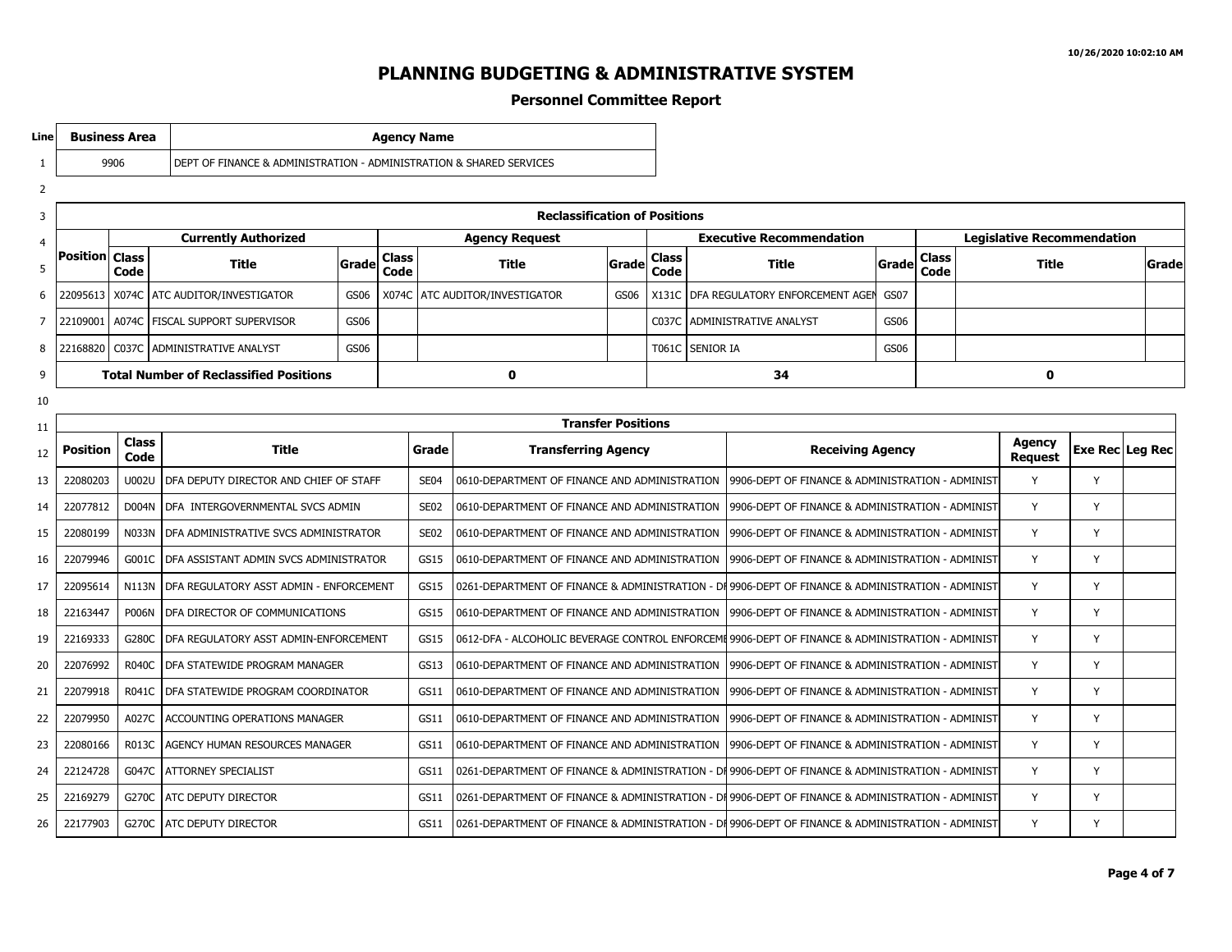# PLANNING BUDGETING & ADMINISTRATIVE SYSTEM

## Personnel Committee Report

| Line | Business Area | Agency Name |
|---|---|---|
| 1 | 9906 | DEPT OF FINANCE & ADMINISTRATION - ADMINISTRATION & SHARED SERVICES |

| Line | Reclassification of Positions | | | | | | | | | | | | |
|---|---|---|---|---|---|---|---|---|---|---|---|---|---|
| 4 | | Currently Authorized | | | Agency Request | | | Executive Recommendation | | | Legislative Recommendation | | |
| 5 | Position | Class Code | Title | Grade | Class Code | Title | Grade | Class Code | Title | Grade | Class Code | Title | Grade |
| 6 | 22095613 | X074C | ATC AUDITOR/INVESTIGATOR | GS06 | X074C | ATC AUDITOR/INVESTIGATOR | GS06 | X131C | DFA REGULATORY ENFORCEMENT AGEN | GS07 | | | |
| 7 | 22109001 | A074C | FISCAL SUPPORT SUPERVISOR | GS06 | | | | C037C | ADMINISTRATIVE ANALYST | GS06 | | | |
| 8 | 22168820 | C037C | ADMINISTRATIVE ANALYST | GS06 | | | | T061C | SENIOR IA | GS06 | | | |
| 9 | Total Number of Reclassified Positions | | | | 0 | | | 34 | | | 0 | | |

| Line | Transfer Positions | | | | | | | | |
|---|---|---|---|---|---|---|---|---|---|
| 12 | Position | Class Code | Title | Grade | Transferring Agency | Receiving Agency | Agency Request | Exe Rec | Leg Rec |
| 13 | 22080203 | U002U | DFA DEPUTY DIRECTOR AND CHIEF OF STAFF | SE04 | 0610-DEPARTMENT OF FINANCE AND ADMINISTRATION | 9906-DEPT OF FINANCE & ADMINISTRATION - ADMINIST | Y | Y | |
| 14 | 22077812 | D004N | DFA INTERGOVERNMENTAL SVCS ADMIN | SE02 | 0610-DEPARTMENT OF FINANCE AND ADMINISTRATION | 9906-DEPT OF FINANCE & ADMINISTRATION - ADMINIST | Y | Y | |
| 15 | 22080199 | N033N | DFA ADMINISTRATIVE SVCS ADMINISTRATOR | SE02 | 0610-DEPARTMENT OF FINANCE AND ADMINISTRATION | 9906-DEPT OF FINANCE & ADMINISTRATION - ADMINIST | Y | Y | |
| 16 | 22079946 | G001C | DFA ASSISTANT ADMIN SVCS ADMINISTRATOR | GS15 | 0610-DEPARTMENT OF FINANCE AND ADMINISTRATION | 9906-DEPT OF FINANCE & ADMINISTRATION - ADMINIST | Y | Y | |
| 17 | 22095614 | N113N | DFA REGULATORY ASST ADMIN - ENFORCEMENT | GS15 | 0261-DEPARTMENT OF FINANCE & ADMINISTRATION - DI | 9906-DEPT OF FINANCE & ADMINISTRATION - ADMINIST | Y | Y | |
| 18 | 22163447 | P006N | DFA DIRECTOR OF COMMUNICATIONS | GS15 | 0610-DEPARTMENT OF FINANCE AND ADMINISTRATION | 9906-DEPT OF FINANCE & ADMINISTRATION - ADMINIST | Y | Y | |
| 19 | 22169333 | G280C | DFA REGULATORY ASST ADMIN-ENFORCEMENT | GS15 | 0612-DFA - ALCOHOLIC BEVERAGE CONTROL ENFORCEMI | 9906-DEPT OF FINANCE & ADMINISTRATION - ADMINIST | Y | Y | |
| 20 | 22076992 | R040C | DFA STATEWIDE PROGRAM MANAGER | GS13 | 0610-DEPARTMENT OF FINANCE AND ADMINISTRATION | 9906-DEPT OF FINANCE & ADMINISTRATION - ADMINIST | Y | Y | |
| 21 | 22079918 | R041C | DFA STATEWIDE PROGRAM COORDINATOR | GS11 | 0610-DEPARTMENT OF FINANCE AND ADMINISTRATION | 9906-DEPT OF FINANCE & ADMINISTRATION - ADMINIST | Y | Y | |
| 22 | 22079950 | A027C | ACCOUNTING OPERATIONS MANAGER | GS11 | 0610-DEPARTMENT OF FINANCE AND ADMINISTRATION | 9906-DEPT OF FINANCE & ADMINISTRATION - ADMINIST | Y | Y | |
| 23 | 22080166 | R013C | AGENCY HUMAN RESOURCES MANAGER | GS11 | 0610-DEPARTMENT OF FINANCE AND ADMINISTRATION | 9906-DEPT OF FINANCE & ADMINISTRATION - ADMINIST | Y | Y | |
| 24 | 22124728 | G047C | ATTORNEY SPECIALIST | GS11 | 0261-DEPARTMENT OF FINANCE & ADMINISTRATION - DI | 9906-DEPT OF FINANCE & ADMINISTRATION - ADMINIST | Y | Y | |
| 25 | 22169279 | G270C | ATC DEPUTY DIRECTOR | GS11 | 0261-DEPARTMENT OF FINANCE & ADMINISTRATION - DI | 9906-DEPT OF FINANCE & ADMINISTRATION - ADMINIST | Y | Y | |
| 26 | 22177903 | G270C | ATC DEPUTY DIRECTOR | GS11 | 0261-DEPARTMENT OF FINANCE & ADMINISTRATION - DI | 9906-DEPT OF FINANCE & ADMINISTRATION - ADMINIST | Y | Y | |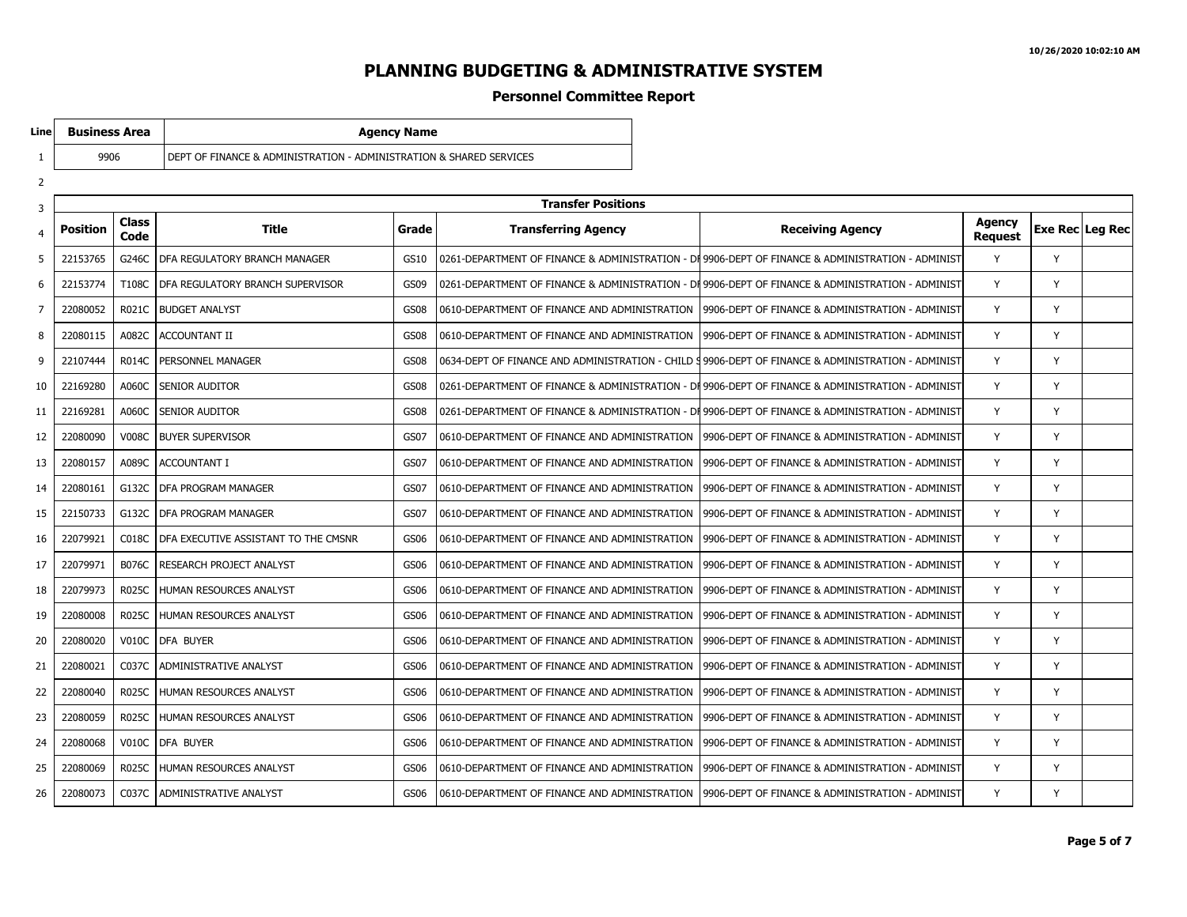# PLANNING BUDGETING & ADMINISTRATIVE SYSTEM

## Personnel Committee Report

| Line | Business Area | Agency Name |
|---|---|---|
| 1 | 9906 | DEPT OF FINANCE & ADMINISTRATION - ADMINISTRATION & SHARED SERVICES |

| Line | Position | Class Code | Title | Grade | Transferring Agency | Receiving Agency | Agency Request | Exe Rec | Leg Rec |
|---|---|---|---|---|---|---|---|---|---|
| 3 | Transfer Positions | | | | | | | | |
| 5 | 22153765 | G246C | DFA REGULATORY BRANCH MANAGER | GS10 | 0261-DEPARTMENT OF FINANCE & ADMINISTRATION - DI | 9906-DEPT OF FINANCE & ADMINISTRATION - ADMINIST | Y | Y | |
| 6 | 22153774 | T108C | DFA REGULATORY BRANCH SUPERVISOR | GS09 | 0261-DEPARTMENT OF FINANCE & ADMINISTRATION - DI | 9906-DEPT OF FINANCE & ADMINISTRATION - ADMINIST | Y | Y | |
| 7 | 22080052 | R021C | BUDGET ANALYST | GS08 | 0610-DEPARTMENT OF FINANCE AND ADMINISTRATION | 9906-DEPT OF FINANCE & ADMINISTRATION - ADMINIST | Y | Y | |
| 8 | 22080115 | A082C | ACCOUNTANT II | GS08 | 0610-DEPARTMENT OF FINANCE AND ADMINISTRATION | 9906-DEPT OF FINANCE & ADMINISTRATION - ADMINIST | Y | Y | |
| 9 | 22107444 | R014C | PERSONNEL MANAGER | GS08 | 0634-DEPT OF FINANCE AND ADMINISTRATION - CHILD S | 9906-DEPT OF FINANCE & ADMINISTRATION - ADMINIST | Y | Y | |
| 10 | 22169280 | A060C | SENIOR AUDITOR | GS08 | 0261-DEPARTMENT OF FINANCE & ADMINISTRATION - DI | 9906-DEPT OF FINANCE & ADMINISTRATION - ADMINIST | Y | Y | |
| 11 | 22169281 | A060C | SENIOR AUDITOR | GS08 | 0261-DEPARTMENT OF FINANCE & ADMINISTRATION - DI | 9906-DEPT OF FINANCE & ADMINISTRATION - ADMINIST | Y | Y | |
| 12 | 22080090 | V008C | BUYER SUPERVISOR | GS07 | 0610-DEPARTMENT OF FINANCE AND ADMINISTRATION | 9906-DEPT OF FINANCE & ADMINISTRATION - ADMINIST | Y | Y | |
| 13 | 22080157 | A089C | ACCOUNTANT I | GS07 | 0610-DEPARTMENT OF FINANCE AND ADMINISTRATION | 9906-DEPT OF FINANCE & ADMINISTRATION - ADMINIST | Y | Y | |
| 14 | 22080161 | G132C | DFA PROGRAM MANAGER | GS07 | 0610-DEPARTMENT OF FINANCE AND ADMINISTRATION | 9906-DEPT OF FINANCE & ADMINISTRATION - ADMINIST | Y | Y | |
| 15 | 22150733 | G132C | DFA PROGRAM MANAGER | GS07 | 0610-DEPARTMENT OF FINANCE AND ADMINISTRATION | 9906-DEPT OF FINANCE & ADMINISTRATION - ADMINIST | Y | Y | |
| 16 | 22079921 | C018C | DFA EXECUTIVE ASSISTANT TO THE CMSNR | GS06 | 0610-DEPARTMENT OF FINANCE AND ADMINISTRATION | 9906-DEPT OF FINANCE & ADMINISTRATION - ADMINIST | Y | Y | |
| 17 | 22079971 | B076C | RESEARCH PROJECT ANALYST | GS06 | 0610-DEPARTMENT OF FINANCE AND ADMINISTRATION | 9906-DEPT OF FINANCE & ADMINISTRATION - ADMINIST | Y | Y | |
| 18 | 22079973 | R025C | HUMAN RESOURCES ANALYST | GS06 | 0610-DEPARTMENT OF FINANCE AND ADMINISTRATION | 9906-DEPT OF FINANCE & ADMINISTRATION - ADMINIST | Y | Y | |
| 19 | 22080008 | R025C | HUMAN RESOURCES ANALYST | GS06 | 0610-DEPARTMENT OF FINANCE AND ADMINISTRATION | 9906-DEPT OF FINANCE & ADMINISTRATION - ADMINIST | Y | Y | |
| 20 | 22080020 | V010C | DFA BUYER | GS06 | 0610-DEPARTMENT OF FINANCE AND ADMINISTRATION | 9906-DEPT OF FINANCE & ADMINISTRATION - ADMINIST | Y | Y | |
| 21 | 22080021 | C037C | ADMINISTRATIVE ANALYST | GS06 | 0610-DEPARTMENT OF FINANCE AND ADMINISTRATION | 9906-DEPT OF FINANCE & ADMINISTRATION - ADMINIST | Y | Y | |
| 22 | 22080040 | R025C | HUMAN RESOURCES ANALYST | GS06 | 0610-DEPARTMENT OF FINANCE AND ADMINISTRATION | 9906-DEPT OF FINANCE & ADMINISTRATION - ADMINIST | Y | Y | |
| 23 | 22080059 | R025C | HUMAN RESOURCES ANALYST | GS06 | 0610-DEPARTMENT OF FINANCE AND ADMINISTRATION | 9906-DEPT OF FINANCE & ADMINISTRATION - ADMINIST | Y | Y | |
| 24 | 22080068 | V010C | DFA BUYER | GS06 | 0610-DEPARTMENT OF FINANCE AND ADMINISTRATION | 9906-DEPT OF FINANCE & ADMINISTRATION - ADMINIST | Y | Y | |
| 25 | 22080069 | R025C | HUMAN RESOURCES ANALYST | GS06 | 0610-DEPARTMENT OF FINANCE AND ADMINISTRATION | 9906-DEPT OF FINANCE & ADMINISTRATION - ADMINIST | Y | Y | |
| 26 | 22080073 | C037C | ADMINISTRATIVE ANALYST | GS06 | 0610-DEPARTMENT OF FINANCE AND ADMINISTRATION | 9906-DEPT OF FINANCE & ADMINISTRATION - ADMINIST | Y | Y | |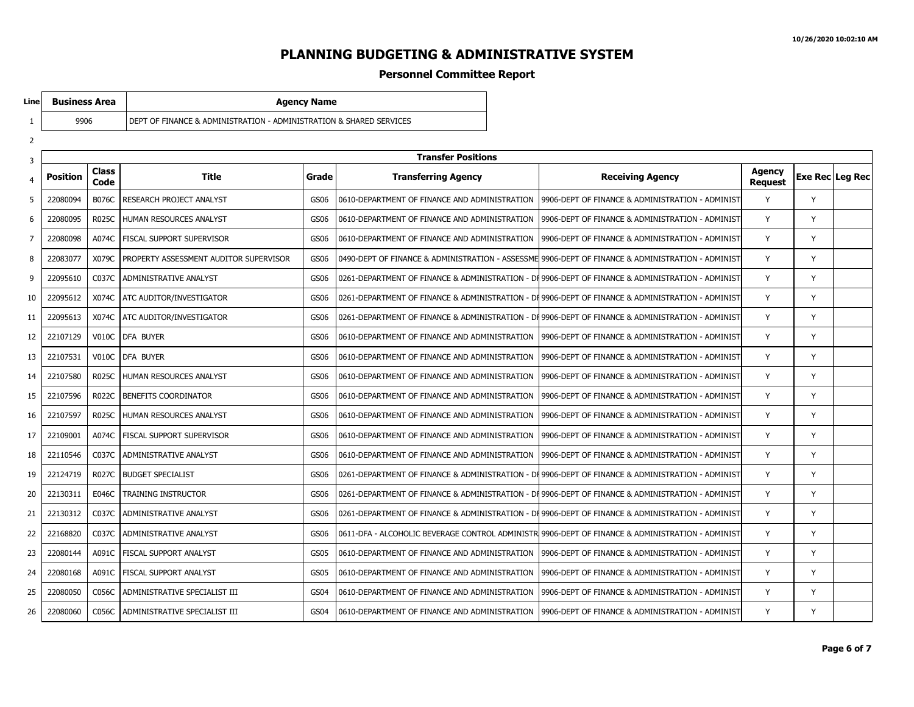# PLANNING BUDGETING & ADMINISTRATIVE SYSTEM

## Personnel Committee Report

| Line | Business Area | Agency Name |
|---|---|---|
| 1 | 9906 | DEPT OF FINANCE & ADMINISTRATION - ADMINISTRATION & SHARED SERVICES |
| 2 | | |

| Line | Transfer Positions | | | | | | | | |
|---|---|---|---|---|---|---|---|---|---|
| 4 | Position | Class Code | Title | Grade | Transferring Agency | Receiving Agency | Agency Request | Exe Rec | Leg Rec |
| 5 | 22080094 | B076C | RESEARCH PROJECT ANALYST | GS06 | 0610-DEPARTMENT OF FINANCE AND ADMINISTRATION | 9906-DEPT OF FINANCE & ADMINISTRATION - ADMINIST | Y | Y | |
| 6 | 22080095 | R025C | HUMAN RESOURCES ANALYST | GS06 | 0610-DEPARTMENT OF FINANCE AND ADMINISTRATION | 9906-DEPT OF FINANCE & ADMINISTRATION - ADMINIST | Y | Y | |
| 7 | 22080098 | A074C | FISCAL SUPPORT SUPERVISOR | GS06 | 0610-DEPARTMENT OF FINANCE AND ADMINISTRATION | 9906-DEPT OF FINANCE & ADMINISTRATION - ADMINIST | Y | Y | |
| 8 | 22083077 | X079C | PROPERTY ASSESSMENT AUDITOR SUPERVISOR | GS06 | 0490-DEPT OF FINANCE & ADMINISTRATION - ASSESSME | 9906-DEPT OF FINANCE & ADMINISTRATION - ADMINIST | Y | Y | |
| 9 | 22095610 | C037C | ADMINISTRATIVE ANALYST | GS06 | 0261-DEPARTMENT OF FINANCE & ADMINISTRATION - DI | 9906-DEPT OF FINANCE & ADMINISTRATION - ADMINIST | Y | Y | |
| 10 | 22095612 | X074C | ATC AUDITOR/INVESTIGATOR | GS06 | 0261-DEPARTMENT OF FINANCE & ADMINISTRATION - DI | 9906-DEPT OF FINANCE & ADMINISTRATION - ADMINIST | Y | Y | |
| 11 | 22095613 | X074C | ATC AUDITOR/INVESTIGATOR | GS06 | 0261-DEPARTMENT OF FINANCE & ADMINISTRATION - DI | 9906-DEPT OF FINANCE & ADMINISTRATION - ADMINIST | Y | Y | |
| 12 | 22107129 | V010C | DFA BUYER | GS06 | 0610-DEPARTMENT OF FINANCE AND ADMINISTRATION | 9906-DEPT OF FINANCE & ADMINISTRATION - ADMINIST | Y | Y | |
| 13 | 22107531 | V010C | DFA BUYER | GS06 | 0610-DEPARTMENT OF FINANCE AND ADMINISTRATION | 9906-DEPT OF FINANCE & ADMINISTRATION - ADMINIST | Y | Y | |
| 14 | 22107580 | R025C | HUMAN RESOURCES ANALYST | GS06 | 0610-DEPARTMENT OF FINANCE AND ADMINISTRATION | 9906-DEPT OF FINANCE & ADMINISTRATION - ADMINIST | Y | Y | |
| 15 | 22107596 | R022C | BENEFITS COORDINATOR | GS06 | 0610-DEPARTMENT OF FINANCE AND ADMINISTRATION | 9906-DEPT OF FINANCE & ADMINISTRATION - ADMINIST | Y | Y | |
| 16 | 22107597 | R025C | HUMAN RESOURCES ANALYST | GS06 | 0610-DEPARTMENT OF FINANCE AND ADMINISTRATION | 9906-DEPT OF FINANCE & ADMINISTRATION - ADMINIST | Y | Y | |
| 17 | 22109001 | A074C | FISCAL SUPPORT SUPERVISOR | GS06 | 0610-DEPARTMENT OF FINANCE AND ADMINISTRATION | 9906-DEPT OF FINANCE & ADMINISTRATION - ADMINIST | Y | Y | |
| 18 | 22110546 | C037C | ADMINISTRATIVE ANALYST | GS06 | 0610-DEPARTMENT OF FINANCE AND ADMINISTRATION | 9906-DEPT OF FINANCE & ADMINISTRATION - ADMINIST | Y | Y | |
| 19 | 22124719 | R027C | BUDGET SPECIALIST | GS06 | 0261-DEPARTMENT OF FINANCE & ADMINISTRATION - DI | 9906-DEPT OF FINANCE & ADMINISTRATION - ADMINIST | Y | Y | |
| 20 | 22130311 | E046C | TRAINING INSTRUCTOR | GS06 | 0261-DEPARTMENT OF FINANCE & ADMINISTRATION - DI | 9906-DEPT OF FINANCE & ADMINISTRATION - ADMINIST | Y | Y | |
| 21 | 22130312 | C037C | ADMINISTRATIVE ANALYST | GS06 | 0261-DEPARTMENT OF FINANCE & ADMINISTRATION - DI | 9906-DEPT OF FINANCE & ADMINISTRATION - ADMINIST | Y | Y | |
| 22 | 22168820 | C037C | ADMINISTRATIVE ANALYST | GS06 | 0611-DFA - ALCOHOLIC BEVERAGE CONTROL ADMINISTR | 9906-DEPT OF FINANCE & ADMINISTRATION - ADMINIST | Y | Y | |
| 23 | 22080144 | A091C | FISCAL SUPPORT ANALYST | GS05 | 0610-DEPARTMENT OF FINANCE AND ADMINISTRATION | 9906-DEPT OF FINANCE & ADMINISTRATION - ADMINIST | Y | Y | |
| 24 | 22080168 | A091C | FISCAL SUPPORT ANALYST | GS05 | 0610-DEPARTMENT OF FINANCE AND ADMINISTRATION | 9906-DEPT OF FINANCE & ADMINISTRATION - ADMINIST | Y | Y | |
| 25 | 22080050 | C056C | ADMINISTRATIVE SPECIALIST III | GS04 | 0610-DEPARTMENT OF FINANCE AND ADMINISTRATION | 9906-DEPT OF FINANCE & ADMINISTRATION - ADMINIST | Y | Y | |
| 26 | 22080060 | C056C | ADMINISTRATIVE SPECIALIST III | GS04 | 0610-DEPARTMENT OF FINANCE AND ADMINISTRATION | 9906-DEPT OF FINANCE & ADMINISTRATION - ADMINIST | Y | Y | |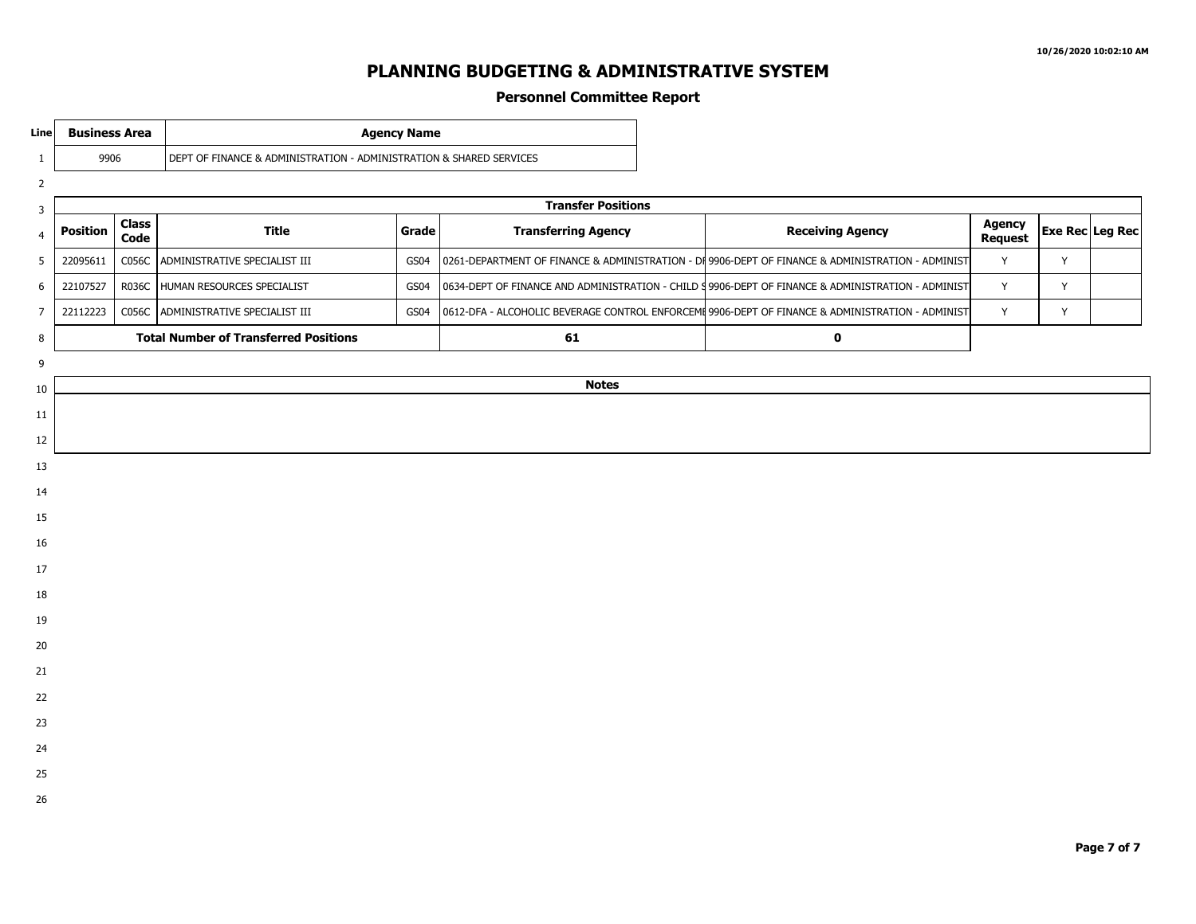# PLANNING BUDGETING & ADMINISTRATIVE SYSTEM

## Personnel Committee Report

| Business Area | Agency Name |
|---|---|
| 9906 | DEPT OF FINANCE & ADMINISTRATION - ADMINISTRATION & SHARED SERVICES |

| Transfer Positions | | | | | | | | |
|---|---|---|---|---|---|---|---|---|
| **Position** | **Class Code** | **Title** | **Grade** | **Transferring Agency** | **Receiving Agency** | **Agency Request** | **Exe Rec** | **Leg Rec** |
| 22095611 | C056C | ADMINISTRATIVE SPECIALIST III | GS04 | 0261-DEPARTMENT OF FINANCE & ADMINISTRATION - DI | 9906-DEPT OF FINANCE & ADMINISTRATION - ADMINIST | Y | Y | |
| 22107527 | R036C | HUMAN RESOURCES SPECIALIST | GS04 | 0634-DEPT OF FINANCE AND ADMINISTRATION - CHILD S | 9906-DEPT OF FINANCE & ADMINISTRATION - ADMINIST | Y | Y | |
| 22112223 | C056C | ADMINISTRATIVE SPECIALIST III | GS04 | 0612-DFA - ALCOHOLIC BEVERAGE CONTROL ENFORCEMI | 9906-DEPT OF FINANCE & ADMINISTRATION - ADMINIST | Y | Y | |
| **Total Number of Transferred Positions** | | | | **61** | **0** | | | |

| Notes |
|---|
| |